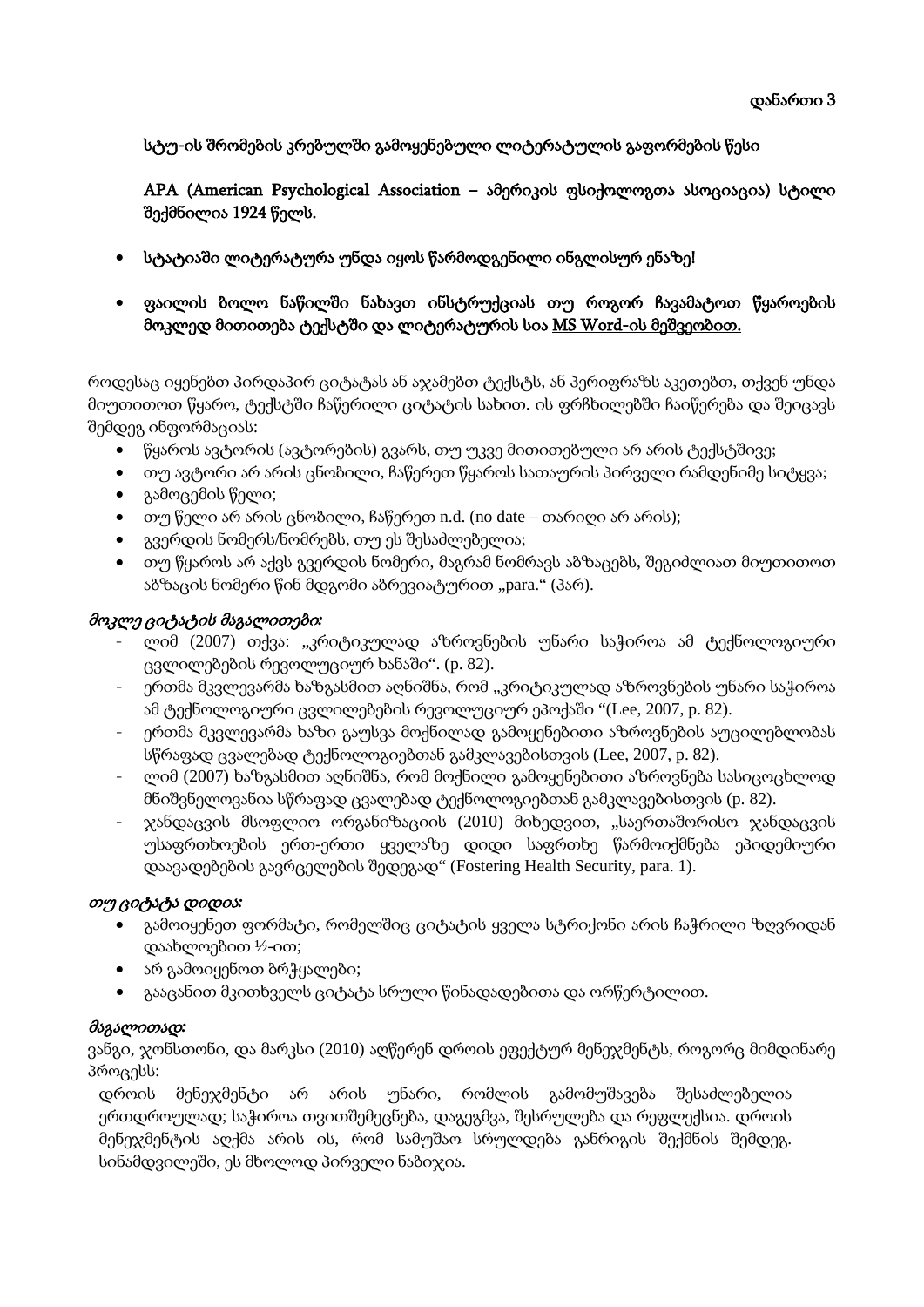დანართი 3

**სტუ-ის შრომების კრებულში გამოყენებული ლიტერატულის გაფორმების წესი**

**APA (American Psychological Association – ამერიკის ფსიქოლოგთა ასოციაცია) სტილი შექმნილია 1924 წელს.**

- **სტატიაში ლიტერატურა უნდა იყოს წარმოდგენილი ინგლისურ ენაზე!**
- **ფაილის ბოლო ნაწილში ნახავთ ინსტრუქციას თუ როგორ ჩავამატოთ წყაროების მოკლედ მითითება ტექსტში და ლიტერატურის სია MS Word-ის მეშვეობით.**

როდესაც იყენებთ პირდაპირ ციტატას ან აჯამებთ ტექსტს, ან პერიფრაზს აკეთებთ, თქვენ უნდა მიუთითოთ წყარო, ტექსტში ჩაწერილი ციტატის სახით. ის ფრჩხილებში ჩაიწერება და შეიცავს შემდეგ ინფორმაციას:

- წყაროს ავტორის (ავტორების) გვარს, თუ უკვე მითითებული არ არის ტექსტშივე;
- თუ ავტორი არ არის ცნობილი, ჩაწერეთ წყაროს სათაურის პირველი რამდენიმე სიტყვა;
- გამოცემის წელი;
- თუ წელი არ არის ცნობილი, ჩაწერეთ n.d. (no date – თარიღი არ არის);
- გვერდის ნომერს/ნომრებს, თუ ეს შესაძლებელია;
- თუ წყაროს არ აქვს გვერდის ნომერი, მაგრამ ნომრავს აბზაცებს, შეგიძლიათ მიუთითოთ აბზაცის ნომერი წინ მდგომი აბრევიატურით „para." (პარ).

*მოკლე ციტატის მაგალითები:*

- ლიმ (2007) თქვა: „კრიტიკულად აზროვნების უნარი საჭიროა ამ ტექნოლოგიური ცვლილებების რევოლუციურ ხანაში". (p. 82).
- ერთმა მკვლევარმა ხაზგასმით აღნიშნა, რომ „კრიტიკულად აზროვნების უნარი საჭიროა ამ ტექნოლოგიური ცვლილებების რევოლუციურ ეპოქაში "(Lee, 2007, p. 82).
- ერთმა მკვლევარმა ხაზი გაუსვა მოქნილად გამოყენებითი აზროვნების აუცილებლობას სწრაფად ცვალებად ტექნოლოგიებთან გამკლავებისთვის (Lee, 2007, p. 82).
- ლიმ (2007) ხაზგასმით აღნიშნა, რომ მოქნილი გამოყენებითი აზროვნება სასიცოცხლოდ მნიშვნელოვანია სწრაფად ცვალებად ტექნოლოგიებთან გამკლავებისთვის (p. 82).
- ჯანდაცვის მსოფლიო ორგანიზაციის (2010) მიხედვით, „საერთაშორისო ჯანდაცვის უსაფრთხოების ერთ-ერთი ყველაზე დიდი საფრთხე წარმოიქმნება ეპიდემიური დაავადებების გავრცელების შედეგად" (Fostering Health Security, para. 1).

*თუ ციტატა დიდია:*

- გამოიყენეთ ფორმატი, რომელშიც ციტატის ყველა სტრიქონი არის ჩაჭრილი ზღვრიდან დაახლოებით ½-ით;
- არ გამოიყენოთ ბრჭყალები;
- გააცანით მკითხველს ციტატა სრული წინადადებითა და ორწერტილით.

*მაგალითად:*

ვანგი, ჯონსთონი, და მარკსი (2010) აღწერენ დროის ეფექტურ მენეჯმენტს, როგორც მიმდინარე პროცესს:

> დროის მენეჯმენტი არ არის უნარი, რომლის გამომუშავება შესაძლებელია ერთდროულად; საჭიროა თვითშემეცნება, დაგეგმვა, შესრულება და რეფლექსია. დროის მენეჯმენტის აღქმა არის ის, რომ სამუშაო სრულდება განრიგის შექმნის შემდეგ. სინამდვილეში, ეს მხოლოდ პირველი ნაბიჯია.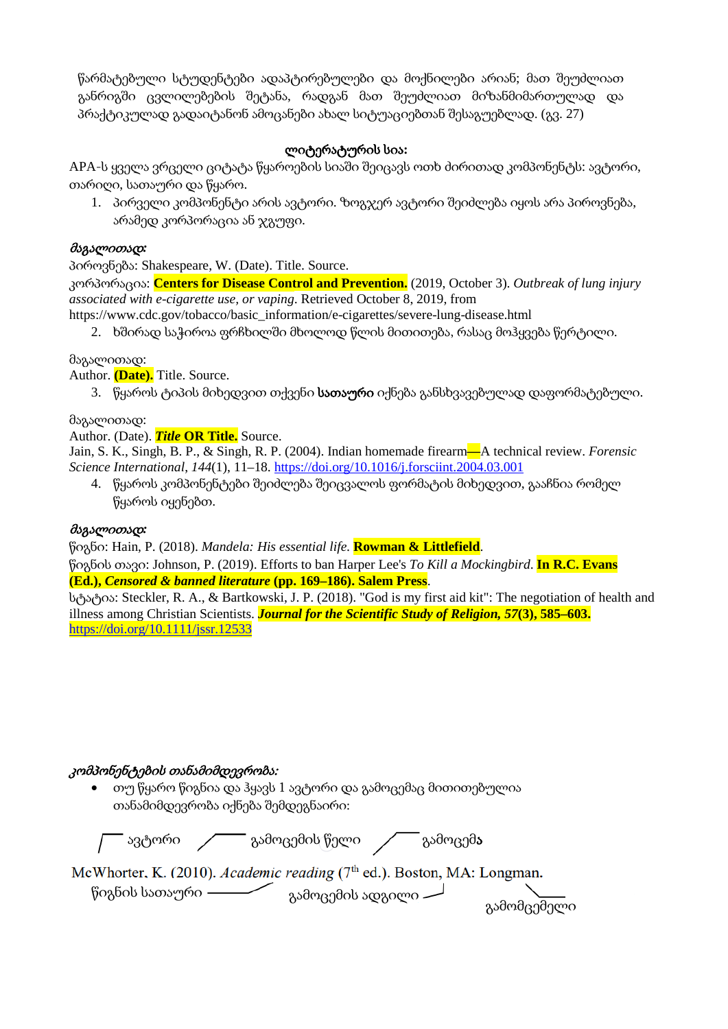წარმატებული სტუდენტები ადაპტირებულები და მოქნილები არიან; მათ შეუძლიათ განრიგში ცვლილებების შეტანა, რადგან მათ შეუძლიათ მიზანმიმართულად და პრაქტიკულად გადაიტანონ ამოცანები ახალ სიტუაციებთან შესაგუებლად. (გვ. 27)

**ლიტერატურის სია:**

APA-ს ყველა ვრცელი ციტატა წყაროების სიაში შეიცავს ოთხ ძირითად კომპონენტს: ავტორი, თარიღი, სათაური და წყარო.

1. პირველი კომპონენტი არის ავტორი. ზოგჯერ ავტორი შეიძლება იყოს არა პიროვნება, არამედ კორპორაცია ან ჯგუფი.

***მაგალითად:***

პიროვნება: Shakespeare, W. (Date). Title. Source.

კორპორაცია: **Centers for Disease Control and Prevention.** (2019, October 3). *Outbreak of lung injury associated with e-cigarette use, or vaping*. Retrieved October 8, 2019, from https://www.cdc.gov/tobacco/basic_information/e-cigarettes/severe-lung-disease.html

2. ხშირად საჭიროა ფრჩხილში მხოლოდ წლის მითითება, რასაც მოჰყვება წერტილი.

მაგალითად:

Author. **(Date).** Title. Source.

3. წყაროს ტიპის მიხედვით თქვენი **სათაური** იქნება განსხვავებულად დაფორმატებული.

მაგალითად:

Author. (Date). ***Title* OR Title.** Source.

Jain, S. K., Singh, B. P., & Singh, R. P. (2004). Indian homemade firearm—A technical review. *Forensic Science International*, *144*(1), 11–18. https://doi.org/10.1016/j.forsciint.2004.03.001

4. წყაროს კომპონენტები შეიძლება შეიცვალოს ფორმატის მიხედვით, გააჩნია რომელ წყაროს იყენებთ.

***მაგალითად:***

წიგნი: Hain, P. (2018). *Mandela: His essential life*. **Rowman & Littlefield**.

წიგნის თავი: Johnson, P. (2019). Efforts to ban Harper Lee's *To Kill a Mockingbird*. **In R.C. Evans (Ed.), *Censored & banned literature* (pp. 169–186). Salem Press**.

სტატია: Steckler, R. A., & Bartkowski, J. P. (2018). "God is my first aid kit": The negotiation of health and illness among Christian Scientists. ***Journal for the Scientific Study of Religion, 57*(3), 585–603.** https://doi.org/10.1111/jssr.12533

***კომპონენტების თანამიმდევრობა:***

- თუ წყარო წიგნია და ჰყავს 1 ავტორი და გამოცემაც მითითებულია თანამიმდევრობა იქნება შემდეგნაირი:

ავტორი — გამოცემის წელი — გამოცემა

McWhorter, K. (2010). *Academic reading* (7[th] ed.). Boston, MA: Longman.

წიგნის სათაური — გამოცემის ადგილი — გამომცემელი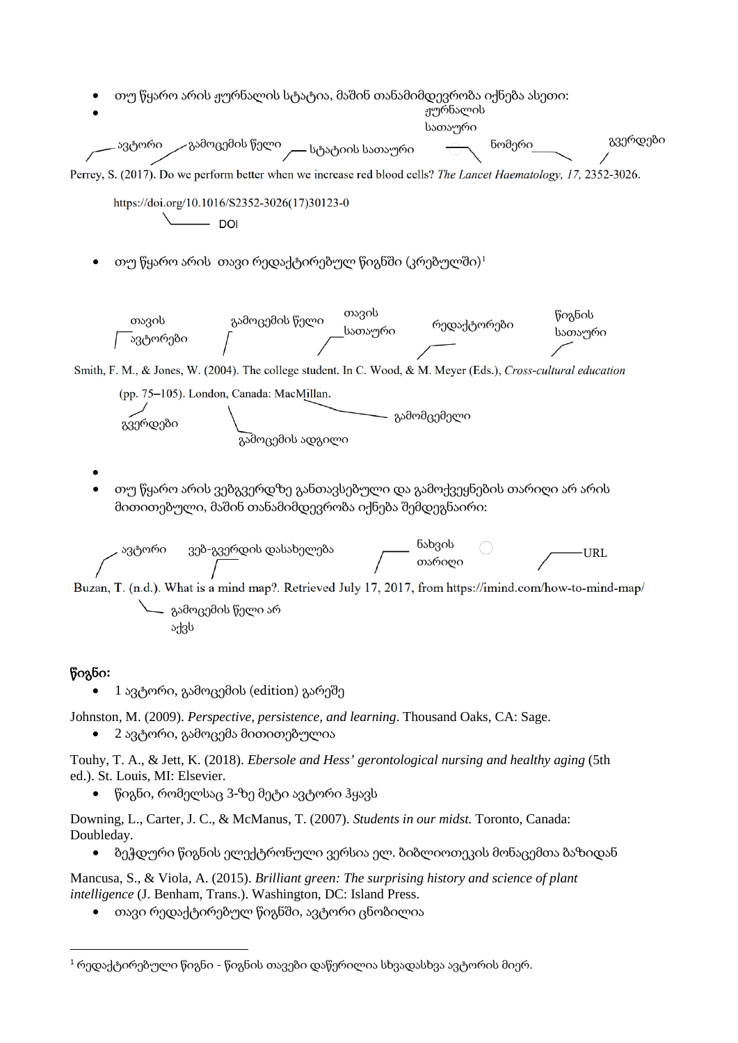- თუ წყარო არის ჟურნალის სტატია, მაშინ თანამიმდევრობა იქნება ასეთი:
-

ავტორი — გამოცემის წელი — სტატიის სათაური — ჟურნალის სათაური — ნომერი — გვერდები

Perrey, S. (2017). Do we perform better when we increase red blood cells? *The Lancet Haematology, 17,* 2352-3026.

https://doi.org/10.1016/S2352-3026(17)30123-0

DOI

- თუ წყარო არის თავი რედაქტირებულ წიგნში (კრებულში)[1]

თავის ავტორები — გამოცემის წელი — თავის სათაური — რედაქტორები — წიგნის სათაური

Smith, F. M., & Jones, W. (2004). The college student. In C. Wood, & M. Meyer (Eds.), *Cross-cultural education* (pp. 75–105). London, Canada: MacMillan.

გვერდები — გამოცემის ადგილი — გამომცემელი

-
- თუ წყარო არის ვებგვერდზე განთავსებული და გამოქვეყნების თარიღი არ არის მითითებული, მაშინ თანამიმდევრობა იქნება შემდეგნაირი:

ავტორი — ვებ-გვერდის დასახელება — ნახვის თარიღი — URL

Buzan, T. (n.d.). What is a mind map?. Retrieved July 17, 2017, from https://imind.com/how-to-mind-map/

გამოცემის წელი არ აქვს

**წიგნი:**

- 1 ავტორი, გამოცემის (edition) გარეშე

Johnston, M. (2009). *Perspective, persistence, and learning*. Thousand Oaks, CA: Sage.

- 2 ავტორი, გამოცემა მითითებულია

Touhy, T. A., & Jett, K. (2018). *Ebersole and Hess' gerontological nursing and healthy aging* (5th ed.). St. Louis, MI: Elsevier.

- წიგნი, რომელსაც 3-ზე მეტი ავტორი ჰყავს

Downing, L., Carter, J. C., & McManus, T. (2007). *Students in our midst.* Toronto, Canada: Doubleday.

- ბეჭდური წიგნის ელექტრონული ვერსია ელ. ბიბლიოთეკის მონაცემთა ბაზიდან

Mancusa, S., & Viola, A. (2015). *Brilliant green: The surprising history and science of plant intelligence* (J. Benham, Trans.). Washington, DC: Island Press.

- თავი რედაქტირებულ წიგნში, ავტორი ცნობილია

---

[1] რედაქტირებული წიგნი - წიგნის თავები დაწერილია სხვადასხვა ავტორის მიერ.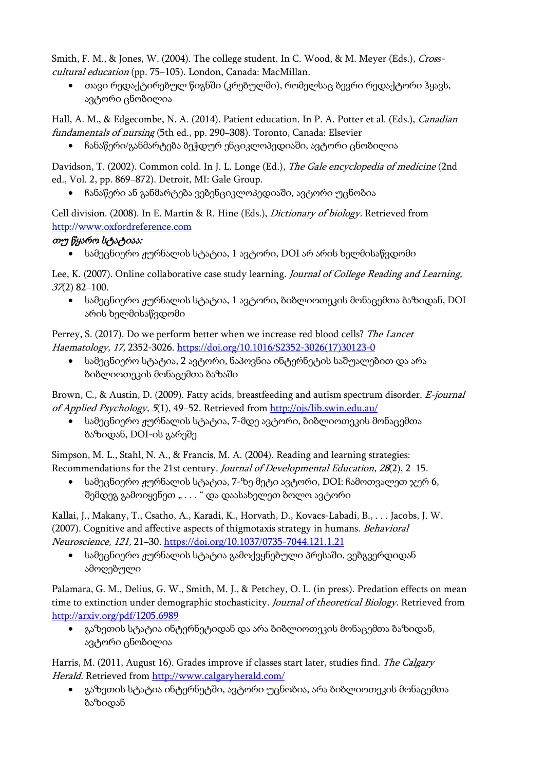Smith, F. M., & Jones, W. (2004). The college student. In C. Wood, & M. Meyer (Eds.), *Cross-cultural education* (pp. 75–105). London, Canada: MacMillan.

- თავი რედაქტირებულ წიგნში (კრებულში), რომელსაც ბევრი რედაქტორი ჰყავს, ავტორი ცნობილია

Hall, A. M., & Edgecombe, N. A. (2014). Patient education. In P. A. Potter et al. (Eds.), *Canadian fundamentals of nursing* (5th ed., pp. 290–308). Toronto, Canada: Elsevier

- ჩანაწერი/განმარტება ბეჭდურ ენციკლოპედიაში, ავტორი ცნობილია

Davidson, T. (2002). Common cold. In J. L. Longe (Ed.), *The Gale encyclopedia of medicine* (2nd ed., Vol. 2, pp. 869–872). Detroit, MI: Gale Group.

- ჩანაწერი ან განმარტება ვებენციკლოპედიაში, ავტორი უცნობია

Cell division. (2008). In E. Martin & R. Hine (Eds.), *Dictionary of biology.* Retrieved from http://www.oxfordreference.com

*თუ წყარო სტატიაა:*

- სამეცნიერო ჟურნალის სტატია, 1 ავტორი, DOI არ არის ხელმისაწვდომი

Lee, K. (2007). Online collaborative case study learning. *Journal of College Reading and Learning, 37*(2) 82–100.

- სამეცნიერო ჟურნალის სტატია, 1 ავტორი, ბიბლიოთეკის მონაცემთა ბაზიდან, DOI არის ხელმისაწვდომი

Perrey, S. (2017). Do we perform better when we increase red blood cells? *The Lancet Haematology, 17,* 2352-3026. https://doi.org/10.1016/S2352-3026(17)30123-0

- სამეცნიერო სტატია, 2 ავტორი, ნაპოვნია ინტერნეტის საშუალებით და არა ბიბლიოთეკის მონაცემთა ბაზაში

Brown, C., & Austin, D. (2009). Fatty acids, breastfeeding and autism spectrum disorder. *E-journal of Applied Psychology, 5*(1), 49–52. Retrieved from http://ojs/lib.swin.edu.au/

- სამეცნიერო ჟურნალის სტატია, 7-მდე ავტორი, ბიბლიოთეკის მონაცემთა ბაზიდან, DOI-ის გარეშე

Simpson, M. L., Stahl, N. A., & Francis, M. A. (2004). Reading and learning strategies: Recommendations for the 21st century. *Journal of Developmental Education, 28*(2), 2–15.

- სამეცნიერო ჟურნალის სტატია, 7-ზე მეტი ავტორი, DOI: ჩამოთვალეთ ჯერ 6, შემდეგ გამოიყენეთ „ . . . " და დაასახელეთ ბოლო ავტორი

Kallai, J., Makany, T., Csatho, A., Karadi, K., Horvath, D., Kovacs-Labadi, B., . . . Jacobs, J. W. (2007). Cognitive and affective aspects of thigmotaxis strategy in humans. *Behavioral Neuroscience, 121,* 21–30. https://doi.org/10.1037/0735-7044.121.1.21

- სამეცნიერო ჟურნალის სტატია გამოქვეყნებული პრესაში, ვებგვერდიდან ამოღებული

Palamara, G. M., Delius, G. W., Smith, M. J., & Petchey, O. L. (in press). Predation effects on mean time to extinction under demographic stochasticity. *Journal of theoretical Biology.* Retrieved from http://arxiv.org/pdf/1205.6989

- გაზეთის სტატია ინტერნეტიდან და არა ბიბლიოთეკის მონაცემთა ბაზიდან, ავტორი ცნობილია

Harris, M. (2011, August 16). Grades improve if classes start later, studies find. *The Calgary Herald.* Retrieved from http://www.calgaryherald.com/

- გაზეთის სტატია ინტერნეტში, ავტორი უცნობია, არა ბიბლიოთეკის მონაცემთა ბაზიდან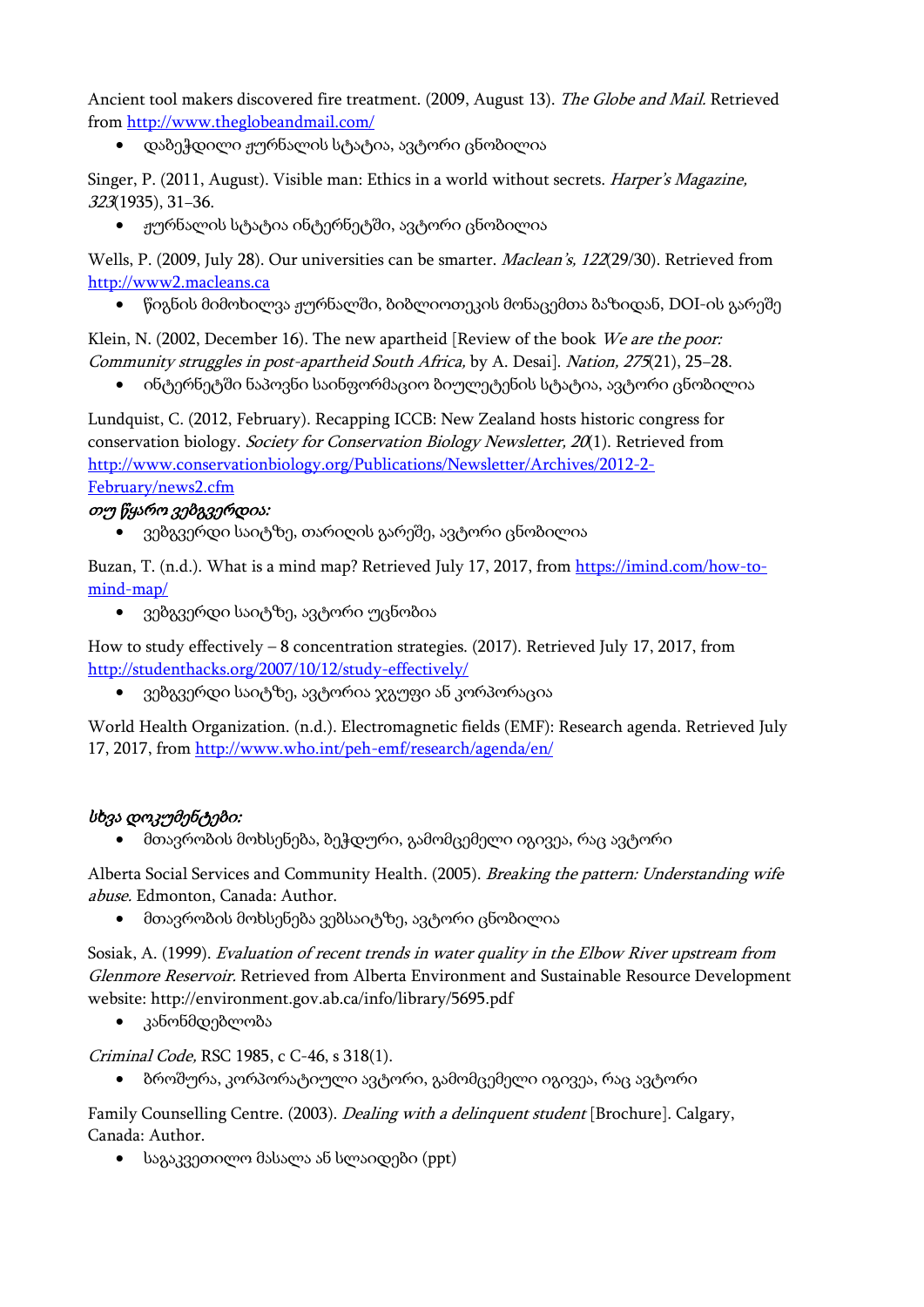Ancient tool makers discovered fire treatment. (2009, August 13). *The Globe and Mail.* Retrieved from http://www.theglobeandmail.com/

- დაბეჭდილი ჟურნალის სტატია, ავტორი ცნობილია

Singer, P. (2011, August). Visible man: Ethics in a world without secrets. *Harper's Magazine, 323*(1935), 31–36.

- ჟურნალის სტატია ინტერნეტში, ავტორი ცნობილია

Wells, P. (2009, July 28). Our universities can be smarter. *Maclean's, 122*(29/30). Retrieved from http://www2.macleans.ca

- წიგნის მიმოხილვა ჟურნალში, ბიბლიოთეკის მონაცემთა ბაზიდან, DOI-ის გარეშე

Klein, N. (2002, December 16). The new apartheid [Review of the book *We are the poor: Community struggles in post-apartheid South Africa,* by A. Desai]. *Nation, 275*(21), 25–28.

- ინტერნეტში ნაპოვნი საინფორმაციო ბიულეტენის სტატია, ავტორი ცნობილია

Lundquist, C. (2012, February). Recapping ICCB: New Zealand hosts historic congress for conservation biology. *Society for Conservation Biology Newsletter, 20*(1). Retrieved from http://www.conservationbiology.org/Publications/Newsletter/Archives/2012-2-February/news2.cfm

***თუ წყარო ვებგვერდია:***

- ვებგვერდი საიტზე, თარიღის გარეშე, ავტორი ცნობილია

Buzan, T. (n.d.). What is a mind map? Retrieved July 17, 2017, from https://imind.com/how-to-mind-map/

- ვებგვერდი საიტზე, ავტორი უცნობია

How to study effectively – 8 concentration strategies. (2017). Retrieved July 17, 2017, from http://studenthacks.org/2007/10/12/study-effectively/

- ვებგვერდი საიტზე, ავტორია ჯგუფი ან კორპორაცია

World Health Organization. (n.d.). Electromagnetic fields (EMF): Research agenda. Retrieved July 17, 2017, from http://www.who.int/peh-emf/research/agenda/en/

***სხვა დოკუმენტები:***

- მთავრობის მოხსენება, ბეჭდური, გამომცემელი იგივეა, რაც ავტორი

Alberta Social Services and Community Health. (2005). *Breaking the pattern: Understanding wife abuse.* Edmonton, Canada: Author.

- მთავრობის მოხსენება ვებსაიტზე, ავტორი ცნობილია

Sosiak, A. (1999). *Evaluation of recent trends in water quality in the Elbow River upstream from Glenmore Reservoir.* Retrieved from Alberta Environment and Sustainable Resource Development website: http://environment.gov.ab.ca/info/library/5695.pdf

- კანონმდებლობა

*Criminal Code,* RSC 1985, c C-46, s 318(1).

- ბროშურა, კორპორატიული ავტორი, გამომცემელი იგივეა, რაც ავტორი

Family Counselling Centre. (2003). *Dealing with a delinquent student* [Brochure]. Calgary, Canada: Author.

- საგაკვეთილო მასალა ან სლაიდები (ppt)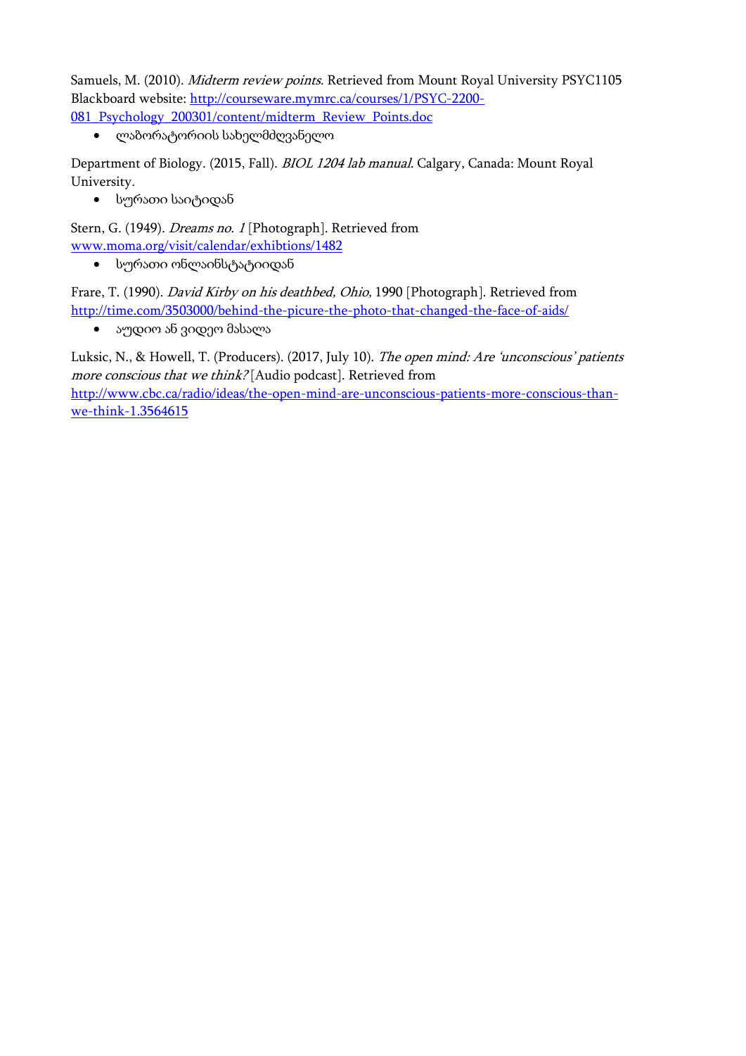Samuels, M. (2010). *Midterm review points.* Retrieved from Mount Royal University PSYC1105 Blackboard website: http://courseware.mymrc.ca/courses/1/PSYC-2200-081_Psychology_200301/content/midterm_Review_Points.doc

- ლაბორატორიის სახელმძღვანელო

Department of Biology. (2015, Fall). *BIOL 1204 lab manual.* Calgary, Canada: Mount Royal University.

- სურათი საიტიდან

Stern, G. (1949). *Dreams no. 1* [Photograph]. Retrieved from www.moma.org/visit/calendar/exhibtions/1482

- სურათი ონლაინსტატიიდან

Frare, T. (1990). *David Kirby on his deathbed, Ohio,* 1990 [Photograph]. Retrieved from http://time.com/3503000/behind-the-picure-the-photo-that-changed-the-face-of-aids/

- აუდიო ან ვიდეო მასალა

Luksic, N., & Howell, T. (Producers). (2017, July 10). *The open mind: Are 'unconscious' patients more conscious that we think?* [Audio podcast]. Retrieved from http://www.cbc.ca/radio/ideas/the-open-mind-are-unconscious-patients-more-conscious-than-we-think-1.3564615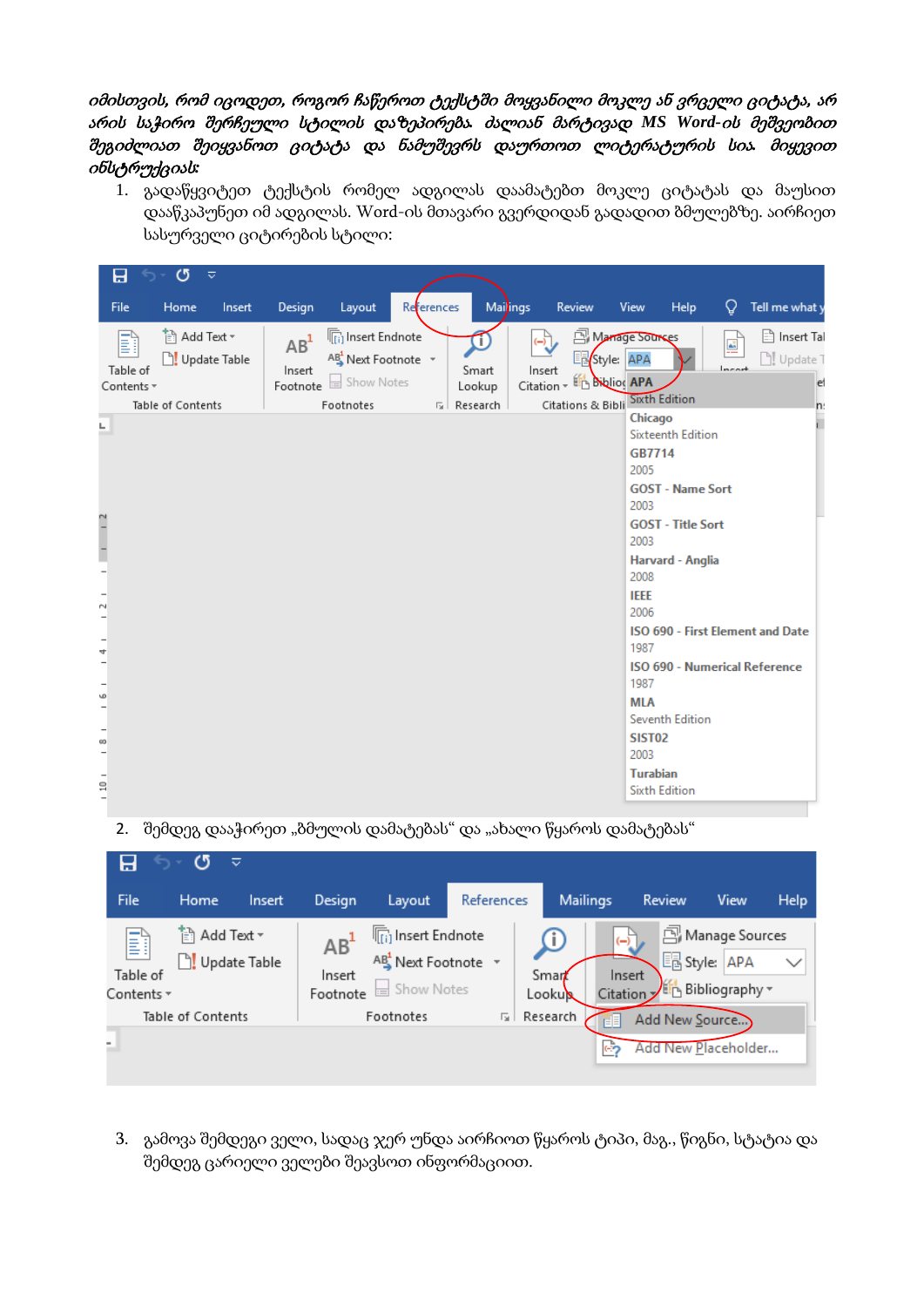*იმისთვის, რომ იცოდეთ, როგორ ჩაწეროთ ტექსტში მოყვანილი მოკლე ან ვრცელი ციტატა, არ არის საჭირო შერჩეული სტილის დაზეპირება. ძალიან მარტივად MS Word-ის მეშვეობით შეგიძლიათ შეიყვანოთ ციტატა და ნაშრომს დაურთოთ ლიტერატურის სია. მიყევით ინსტრუქციას:*

1. გადაწყვიტეთ ტექსტის რომელ ადგილას დაამატებთ მოკლე ციტატას და მაუსით დააწკაპუნეთ იმ ადგილას. Word-ის მთავარი გვერდიდან გადადით ბმულებზე. აირჩიეთ სასურველი ციტირების სტილი:

2. შემდეგ დააჭირეთ „ბმულის დამატებას" და „ახალი წყაროს დამატებას"

3. გამოვა შემდეგი ველი, სადაც ჯერ უნდა აირჩიოთ წყაროს ტიპი, მაგ., წიგნი, სტატია და შემდეგ ცარიელი ველები შეავსოთ ინფორმაციით.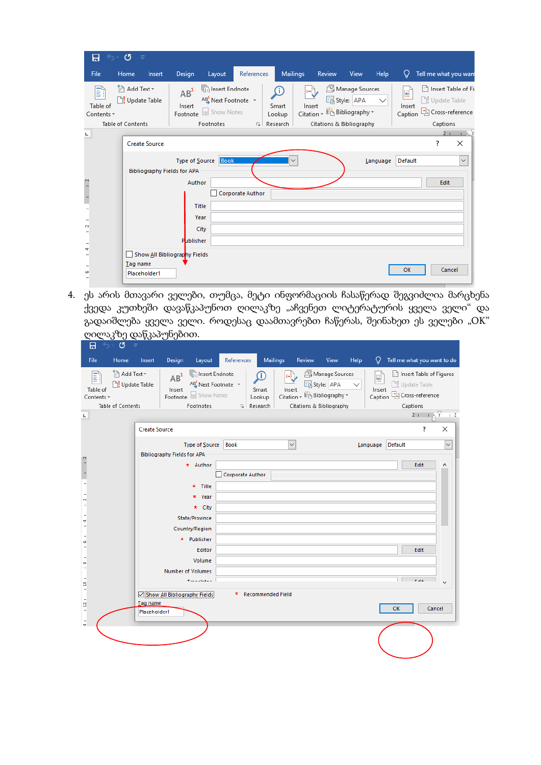4. ეს არის მთავარი ველები, თუმცა, მეტი ინფორმაციის ჩასაწერად შეგვიძლია მარცხენა ქვედა კუთხეში დავაწკაპუნოთ ღილაკზე „აჩვენეთ ლიტერატურის ყველა ველი“ და გადაიშლება ყველა ველი. როდესაც დაამთავრებთ ჩაწერას, შეინახეთ ეს ველები „OK“ ღილაკზე დაწკაპუნებით.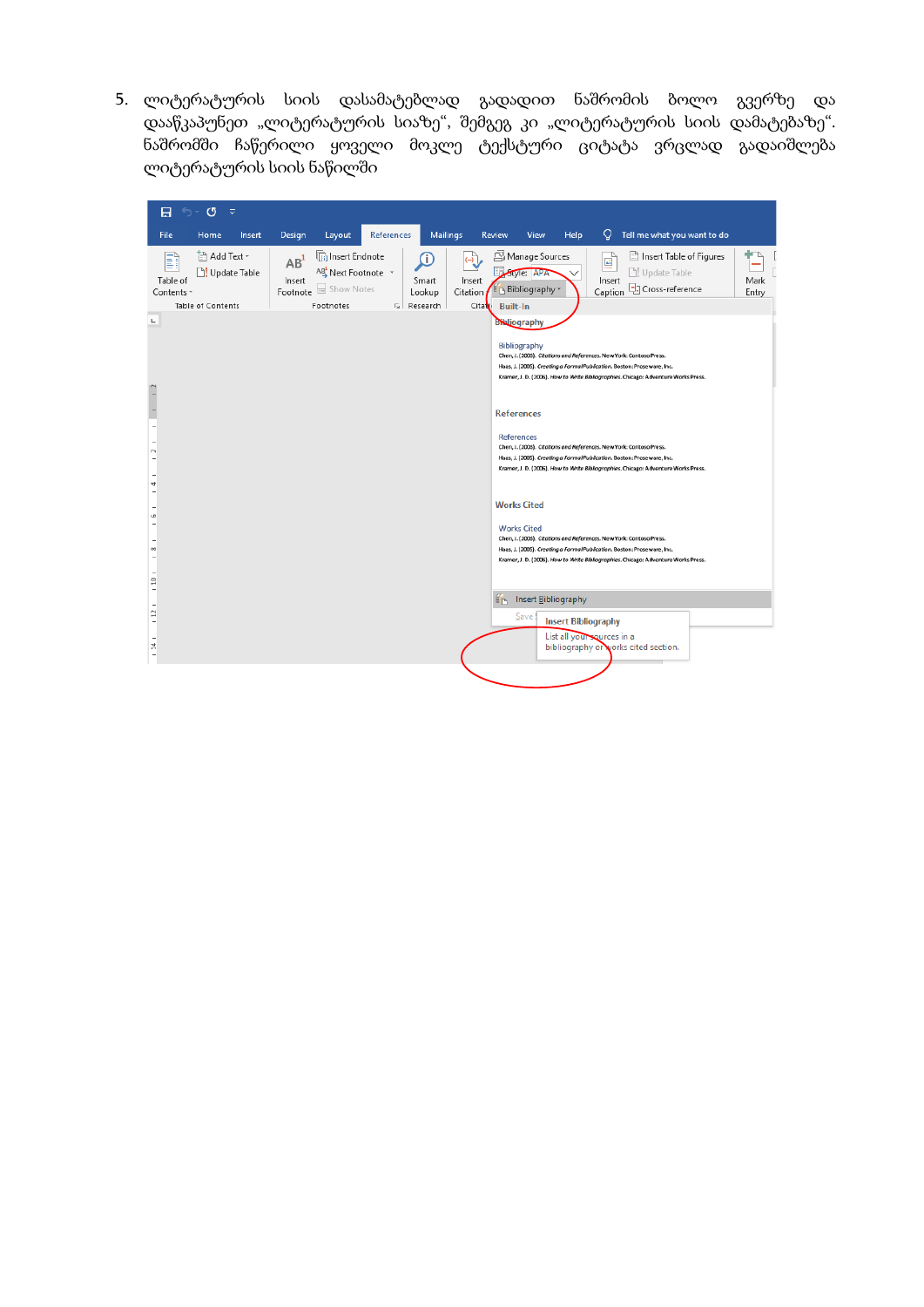5. ლიტერატურის სიის დასამატებლად გადადით ნაშრომის ბოლო გვერზე და დააწკაპუნეთ „ლიტერატურის სიაზე“, შემგეგ კი „ლიტერატურის სიის დამატებაზე“. ნაშრომში ჩაწერილი ყოველი მოკლე ტექსტური ციტატა ვრცლად გადაიშლება ლიტერატურის სიის ნაწილში